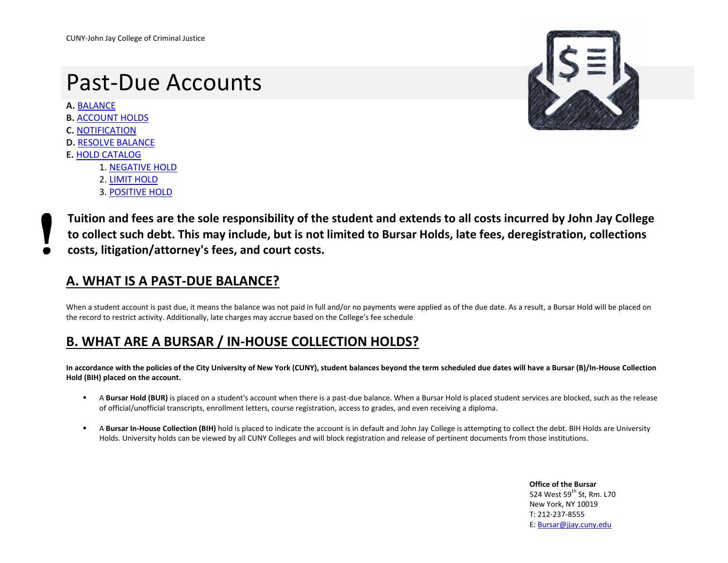CUNY-John Jay College of Criminal Justice

# Past-Due Accounts

**A.** BALANCE
**B.** ACCOUNT HOLDS
**C.** NOTIFICATION
**D.** RESOLVE BALANCE
**E.** HOLD CATALOG
1. NEGATIVE HOLD
2. LIMIT HOLD
3. POSITIVE HOLD

**! Tuition and fees are the sole responsibility of the student and extends to all costs incurred by John Jay College to collect such debt. This may include, but is not limited to Bursar Holds, late fees, deregistration, collections costs, litigation/attorney's fees, and court costs.**

## A. WHAT IS A PAST-DUE BALANCE?

When a student account is past due, it means the balance was not paid in full and/or no payments were applied as of the due date. As a result, a Bursar Hold will be placed on the record to restrict activity. Additionally, late charges may accrue based on the College's fee schedule

## B. WHAT ARE A BURSAR / IN-HOUSE COLLECTION HOLDS?

**In accordance with the policies of the City University of New York (CUNY), student balances beyond the term scheduled due dates will have a Bursar (B)/In-House Collection Hold (BIH) placed on the account.**

- A **Bursar Hold (BUR)** is placed on a student's account when there is a past-due balance. When a Bursar Hold is placed student services are blocked, such as the release of official/unofficial transcripts, enrollment letters, course registration, access to grades, and even receiving a diploma.
- A **Bursar In-House Collection (BIH)** hold is placed to indicate the account is in default and John Jay College is attempting to collect the debt. BIH Holds are University Holds. University holds can be viewed by all CUNY Colleges and will block registration and release of pertinent documents from those institutions.

**Office of the Bursar**
524 West 59th St, Rm. L70
New York, NY 10019
T: 212-237-8555
E: Bursar@jjay.cuny.edu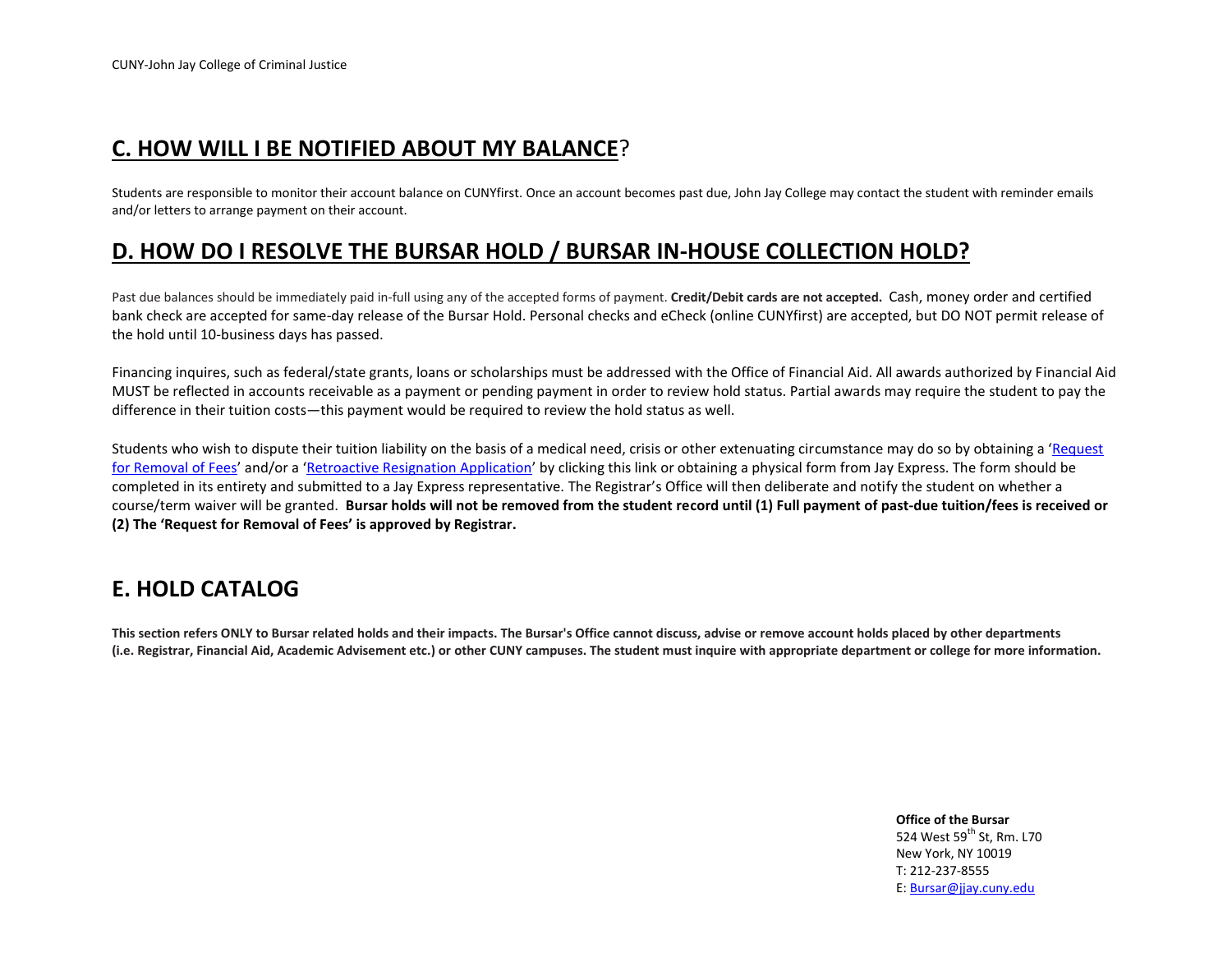## C. HOW WILL I BE NOTIFIED ABOUT MY BALANCE?

Students are responsible to monitor their account balance on CUNYfirst. Once an account becomes past due, John Jay College may contact the student with reminder emails and/or letters to arrange payment on their account.

## D. HOW DO I RESOLVE THE BURSAR HOLD / BURSAR IN-HOUSE COLLECTION HOLD?

Past due balances should be immediately paid in-full using any of the accepted forms of payment. **Credit/Debit cards are not accepted.** Cash, money order and certified bank check are accepted for same-day release of the Bursar Hold. Personal checks and eCheck (online CUNYfirst) are accepted, but DO NOT permit release of the hold until 10-business days has passed.

Financing inquires, such as federal/state grants, loans or scholarships must be addressed with the Office of Financial Aid. All awards authorized by Financial Aid MUST be reflected in accounts receivable as a payment or pending payment in order to review hold status. Partial awards may require the student to pay the difference in their tuition costs—this payment would be required to review the hold status as well.

Students who wish to dispute their tuition liability on the basis of a medical need, crisis or other extenuating circumstance may do so by obtaining a 'Request for Removal of Fees' and/or a 'Retroactive Resignation Application' by clicking this link or obtaining a physical form from Jay Express. The form should be completed in its entirety and submitted to a Jay Express representative. The Registrar's Office will then deliberate and notify the student on whether a course/term waiver will be granted. **Bursar holds will not be removed from the student record until (1) Full payment of past-due tuition/fees is received or (2) The 'Request for Removal of Fees' is approved by Registrar.**

## E. HOLD CATALOG

**This section refers ONLY to Bursar related holds and their impacts. The Bursar's Office cannot discuss, advise or remove account holds placed by other departments (i.e. Registrar, Financial Aid, Academic Advisement etc.) or other CUNY campuses. The student must inquire with appropriate department or college for more information.**

**Office of the Bursar**
524 West 59th St, Rm. L70
New York, NY 10019
T: 212-237-8555
E: Bursar@jjay.cuny.edu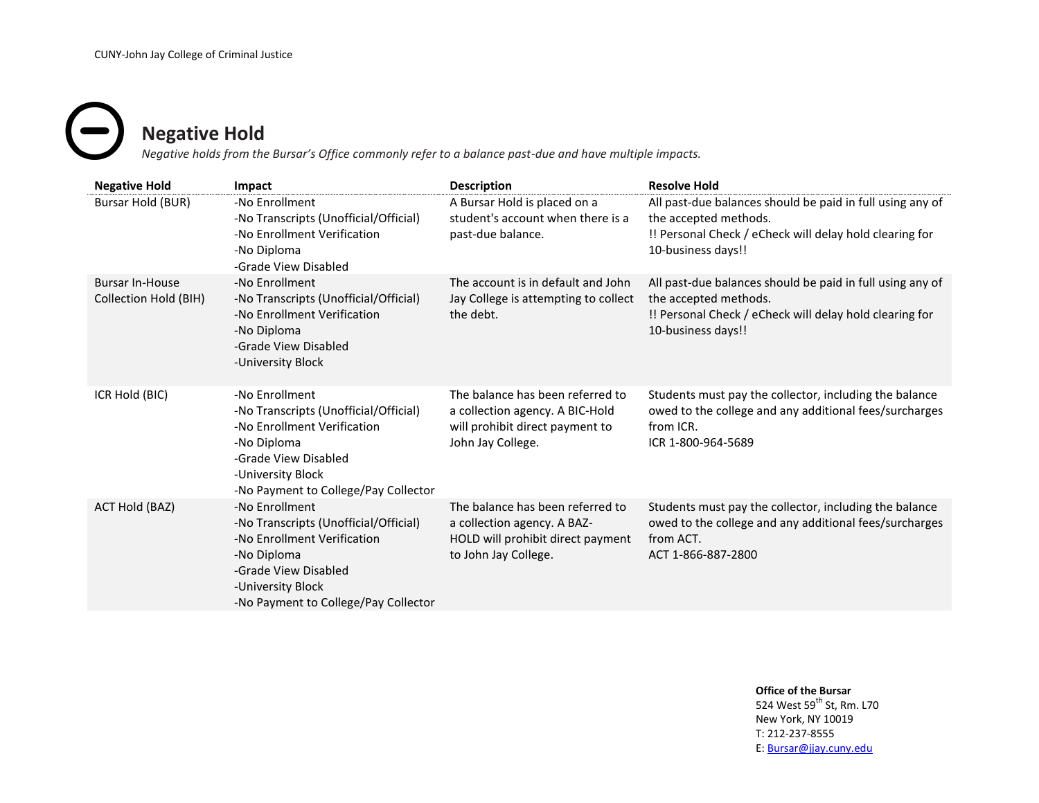## Negative Hold

*Negative holds from the Bursar's Office commonly refer to a balance past-due and have multiple impacts.*

| Negative Hold | Impact | Description | Resolve Hold |
|---|---|---|---|
| Bursar Hold (BUR) | -No Enrollment<br>-No Transcripts (Unofficial/Official)<br>-No Enrollment Verification<br>-No Diploma<br>-Grade View Disabled | A Bursar Hold is placed on a student's account when there is a past-due balance. | All past-due balances should be paid in full using any of the accepted methods.<br>!! Personal Check / eCheck will delay hold clearing for 10-business days!! |
| Bursar In-House Collection Hold (BIH) | -No Enrollment<br>-No Transcripts (Unofficial/Official)<br>-No Enrollment Verification<br>-No Diploma<br>-Grade View Disabled<br>-University Block | The account is in default and John Jay College is attempting to collect the debt. | All past-due balances should be paid in full using any of the accepted methods.<br>!! Personal Check / eCheck will delay hold clearing for 10-business days!! |
| ICR Hold (BIC) | -No Enrollment<br>-No Transcripts (Unofficial/Official)<br>-No Enrollment Verification<br>-No Diploma<br>-Grade View Disabled<br>-University Block<br>-No Payment to College/Pay Collector | The balance has been referred to a collection agency. A BIC-Hold will prohibit direct payment to John Jay College. | Students must pay the collector, including the balance owed to the college and any additional fees/surcharges from ICR.<br>ICR 1-800-964-5689 |
| ACT Hold (BAZ) | -No Enrollment<br>-No Transcripts (Unofficial/Official)<br>-No Enrollment Verification<br>-No Diploma<br>-Grade View Disabled<br>-University Block<br>-No Payment to College/Pay Collector | The balance has been referred to a collection agency. A BAZ-HOLD will prohibit direct payment to John Jay College. | Students must pay the collector, including the balance owed to the college and any additional fees/surcharges from ACT.<br>ACT 1-866-887-2800 |

**Office of the Bursar**
524 West 59th St, Rm. L70
New York, NY 10019
T: 212-237-8555
E: Bursar@jjay.cuny.edu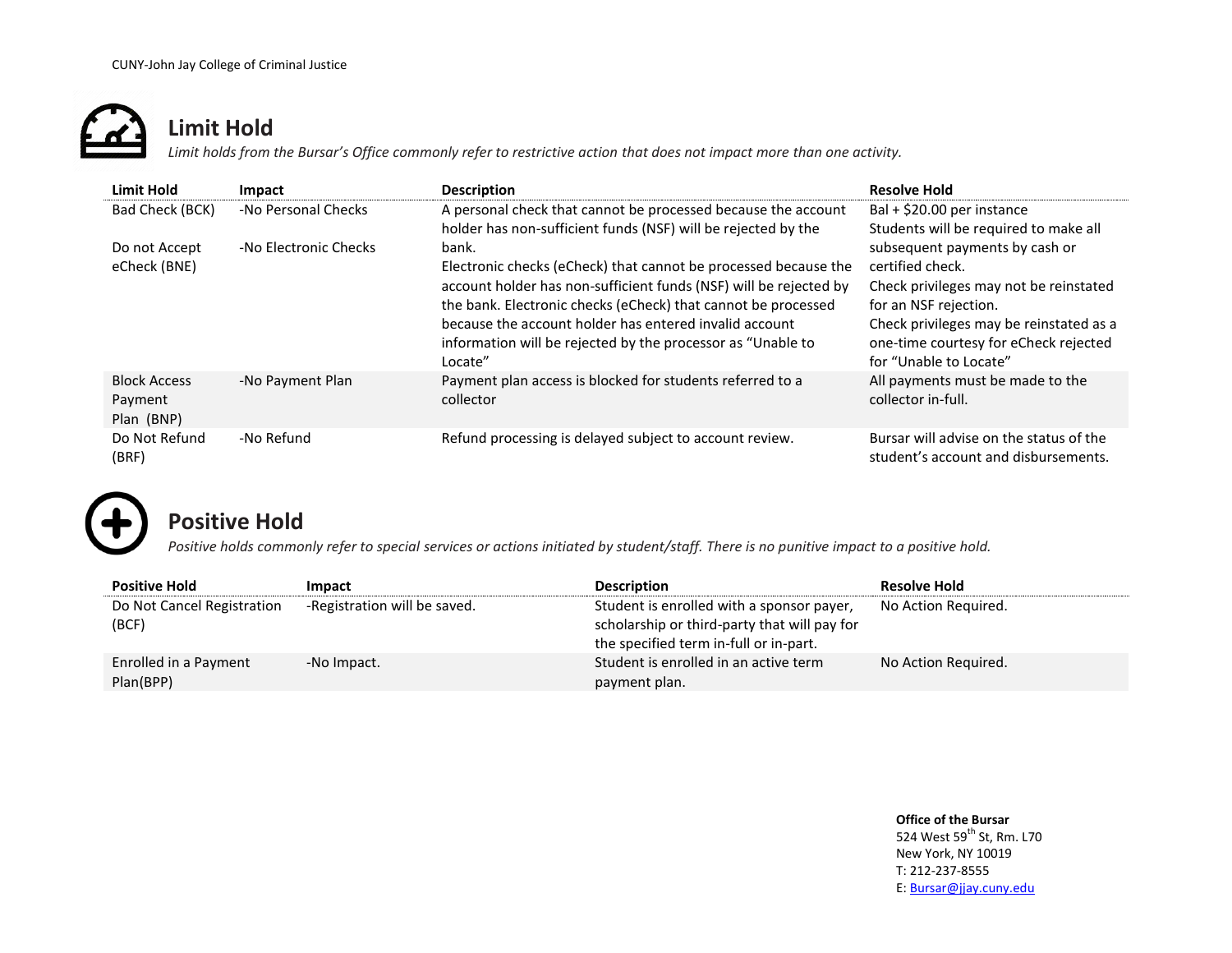## Limit Hold

*Limit holds from the Bursar's Office commonly refer to restrictive action that does not impact more than one activity.*

| Limit Hold | Impact | Description | Resolve Hold |
|---|---|---|---|
| Bad Check (BCK)<br><br>Do not Accept eCheck (BNE) | -No Personal Checks<br><br>-No Electronic Checks | A personal check that cannot be processed because the account holder has non-sufficient funds (NSF) will be rejected by the bank.<br>Electronic checks (eCheck) that cannot be processed because the account holder has non-sufficient funds (NSF) will be rejected by the bank. Electronic checks (eCheck) that cannot be processed because the account holder has entered invalid account information will be rejected by the processor as "Unable to Locate" | Bal + $20.00 per instance<br>Students will be required to make all subsequent payments by cash or certified check.<br>Check privileges may not be reinstated for an NSF rejection.<br>Check privileges may be reinstated as a one-time courtesy for eCheck rejected for "Unable to Locate" |
| Block Access Payment Plan (BNP) | -No Payment Plan | Payment plan access is blocked for students referred to a collector | All payments must be made to the collector in-full. |
| Do Not Refund (BRF) | -No Refund | Refund processing is delayed subject to account review. | Bursar will advise on the status of the student's account and disbursements. |

## Positive Hold

*Positive holds commonly refer to special services or actions initiated by student/staff. There is no punitive impact to a positive hold.*

| Positive Hold | Impact | Description | Resolve Hold |
|---|---|---|---|
| Do Not Cancel Registration (BCF) | -Registration will be saved. | Student is enrolled with a sponsor payer, scholarship or third-party that will pay for the specified term in-full or in-part. | No Action Required. |
| Enrolled in a Payment Plan(BPP) | -No Impact. | Student is enrolled in an active term payment plan. | No Action Required. |

**Office of the Bursar**
524 West 59th St, Rm. L70
New York, NY 10019
T: 212-237-8555
E: Bursar@jjay.cuny.edu